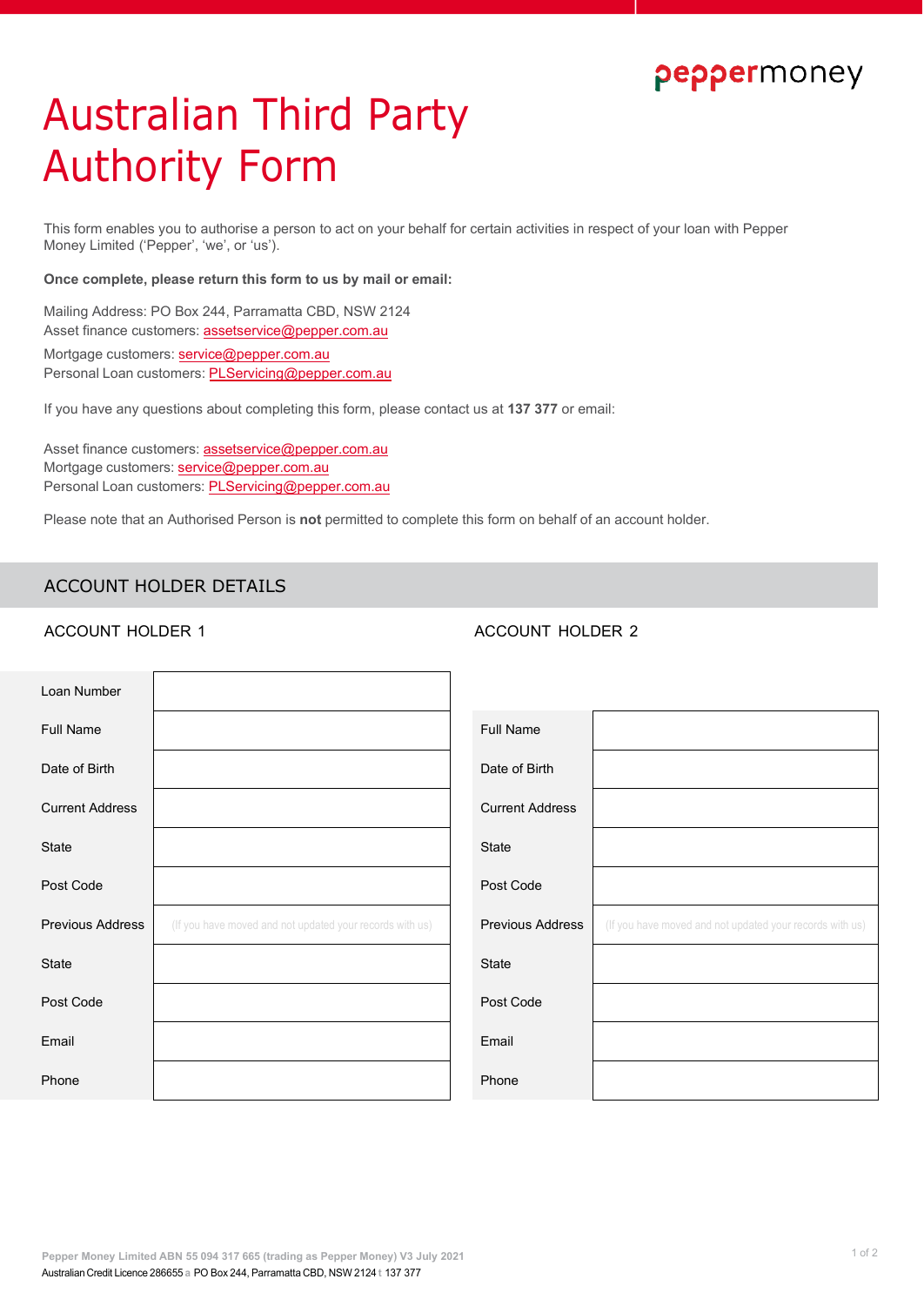peppermoney

# Australian Third Party Authority Form

This form enables you to authorise a person to act on your behalf for certain activities in respect of your loan with Pepper Money Limited ('Pepper', 'we', or 'us').

**Once complete, please return this form to us by mail or email:**

Mailing Address: PO Box 244, Parramatta CBD, NSW 2124
Asset finance customers: assetservice@pepper.com.au
Mortgage customers: service@pepper.com.au
Personal Loan customers: PLServicing@pepper.com.au

If you have any questions about completing this form, please contact us at **137 377** or email:

Asset finance customers: assetservice@pepper.com.au
Mortgage customers: service@pepper.com.au
Personal Loan customers: PLServicing@pepper.com.au

Please note that an Authorised Person is **not** permitted to complete this form on behalf of an account holder.

## ACCOUNT HOLDER DETAILS

### ACCOUNT HOLDER 1

| | |
|---|---|
| Loan Number | |
| Full Name | |
| Date of Birth | |
| Current Address | |
| State | |
| Post Code | |
| Previous Address | (If you have moved and not updated your records with us) |
| State | |
| Post Code | |
| Email | |
| Phone | |

### ACCOUNT HOLDER 2

| | |
|---|---|
| Full Name | |
| Date of Birth | |
| Current Address | |
| State | |
| Post Code | |
| Previous Address | (If you have moved and not updated your records with us) |
| State | |
| Post Code | |
| Email | |
| Phone | |

Pepper Money Limited ABN 55 094 317 665 (trading as Pepper Money) V3 July 2021
Australian Credit Licence 286655 a PO Box 244, Parramatta CBD, NSW 2124 t 137 377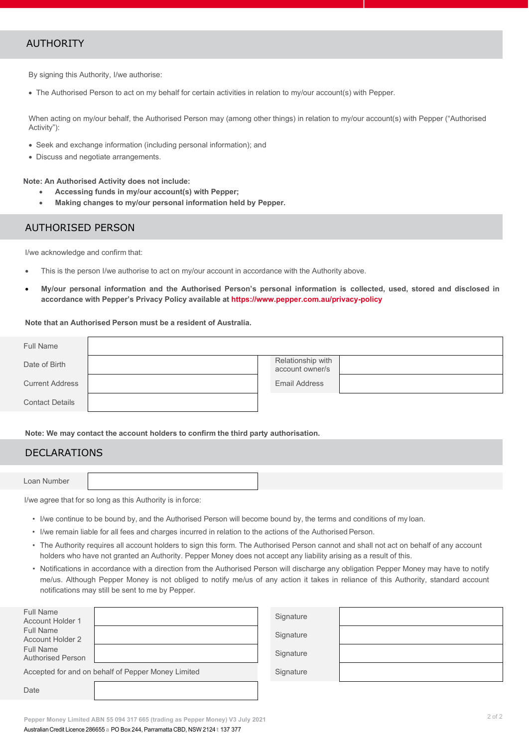## AUTHORITY

By signing this Authority, I/we authorise:

- The Authorised Person to act on my behalf for certain activities in relation to my/our account(s) with Pepper.

When acting on my/our behalf, the Authorised Person may (among other things) in relation to my/our account(s) with Pepper ("Authorised Activity"):

- Seek and exchange information (including personal information); and
- Discuss and negotiate arrangements.

**Note: An Authorised Activity does not include:**

- **Accessing funds in my/our account(s) with Pepper;**
- **Making changes to my/our personal information held by Pepper.**

## AUTHORISED PERSON

I/we acknowledge and confirm that:

- This is the person I/we authorise to act on my/our account in accordance with the Authority above.
- **My/our personal information and the Authorised Person's personal information is collected, used, stored and disclosed in accordance with Pepper's Privacy Policy available at https://www.pepper.com.au/privacy-policy**

**Note that an Authorised Person must be a resident of Australia.**

| | | | |
|---|---|---|---|
| Full Name | | | |
| Date of Birth | | Relationship with account owner/s | |
| Current Address | | Email Address | |
| Contact Details | | | |

**Note: We may contact the account holders to confirm the third party authorisation.**

## DECLARATIONS

| | |
|---|---|
| Loan Number | |

I/we agree that for so long as this Authority is in force:

- I/we continue to be bound by, and the Authorised Person will become bound by, the terms and conditions of my loan.
- I/we remain liable for all fees and charges incurred in relation to the actions of the Authorised Person.
- The Authority requires all account holders to sign this form. The Authorised Person cannot and shall not act on behalf of any account holders who have not granted an Authority. Pepper Money does not accept any liability arising as a result of this.
- Notifications in accordance with a direction from the Authorised Person will discharge any obligation Pepper Money may have to notify me/us. Although Pepper Money is not obliged to notify me/us of any action it takes in reliance of this Authority, standard account notifications may still be sent to me by Pepper.

| | | | |
|---|---|---|---|
| Full Name Account Holder 1 | | Signature | |
| Full Name Account Holder 2 | | Signature | |
| Full Name Authorised Person | | Signature | |
| Accepted for and on behalf of Pepper Money Limited | | Signature | |
| Date | | | |

Pepper Money Limited ABN 55 094 317 665 (trading as Pepper Money) V3 July 2021
Australian Credit Licence 286655 a PO Box 244, Parramatta CBD, NSW 2124 t 137 377